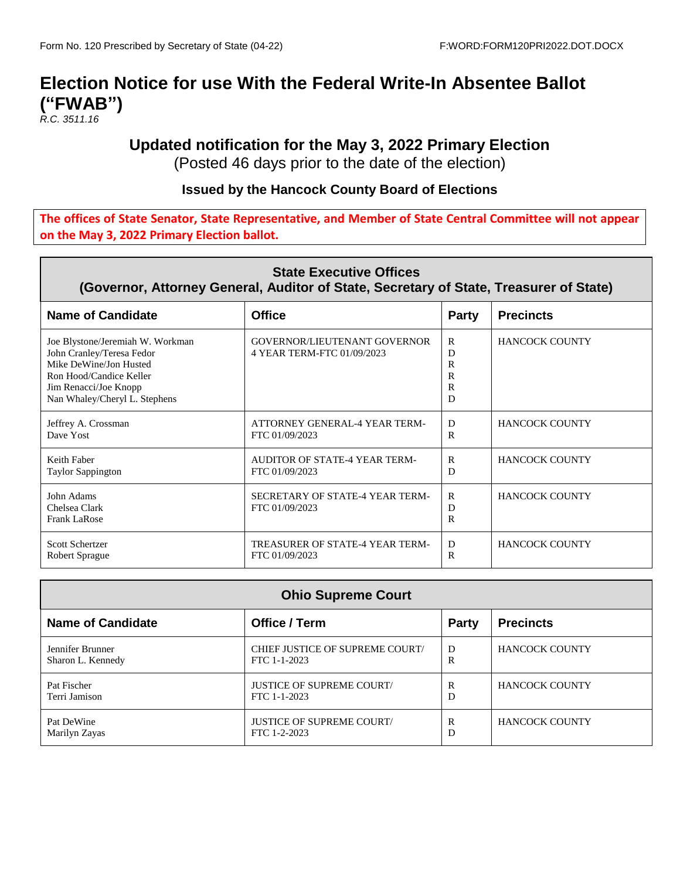Form No. 120 Prescribed by Secretary of State (04-22) F:WORD:FORM120PRI2022.DOT.DOCX

# Election Notice for use With the Federal Write-In Absentee Ballot ("FWAB")

*R.C. 3511.16*

## Updated notification for the May 3, 2022 Primary Election

(Posted 46 days prior to the date of the election)

### Issued by the Hancock County Board of Elections

**The offices of State Senator, State Representative, and Member of State Central Committee will not appear on the May 3, 2022 Primary Election ballot.**

| State Executive Offices (Governor, Attorney General, Auditor of State, Secretary of State, Treasurer of State) | | | |
|---|---|---|---|
| **Name of Candidate** | **Office** | **Party** | **Precincts** |
| Joe Blystone/Jeremiah W. Workman<br>John Cranley/Teresa Fedor<br>Mike DeWine/Jon Husted<br>Ron Hood/Candice Keller<br>Jim Renacci/Joe Knopp<br>Nan Whaley/Cheryl L. Stephens | GOVERNOR/LIEUTENANT GOVERNOR 4 YEAR TERM-FTC 01/09/2023 | R<br>D<br>R<br>R<br>R<br>D | HANCOCK COUNTY |
| Jeffrey A. Crossman<br>Dave Yost | ATTORNEY GENERAL-4 YEAR TERM-FTC 01/09/2023 | D<br>R | HANCOCK COUNTY |
| Keith Faber<br>Taylor Sappington | AUDITOR OF STATE-4 YEAR TERM-FTC 01/09/2023 | R<br>D | HANCOCK COUNTY |
| John Adams<br>Chelsea Clark<br>Frank LaRose | SECRETARY OF STATE-4 YEAR TERM-FTC 01/09/2023 | R<br>D<br>R | HANCOCK COUNTY |
| Scott Schertzer<br>Robert Sprague | TREASURER OF STATE-4 YEAR TERM-FTC 01/09/2023 | D<br>R | HANCOCK COUNTY |

| Ohio Supreme Court | | | |
|---|---|---|---|
| **Name of Candidate** | **Office / Term** | **Party** | **Precincts** |
| Jennifer Brunner<br>Sharon L. Kennedy | CHIEF JUSTICE OF SUPREME COURT/ FTC 1-1-2023 | D<br>R | HANCOCK COUNTY |
| Pat Fischer<br>Terri Jamison | JUSTICE OF SUPREME COURT/ FTC 1-1-2023 | R<br>D | HANCOCK COUNTY |
| Pat DeWine<br>Marilyn Zayas | JUSTICE OF SUPREME COURT/ FTC 1-2-2023 | R<br>D | HANCOCK COUNTY |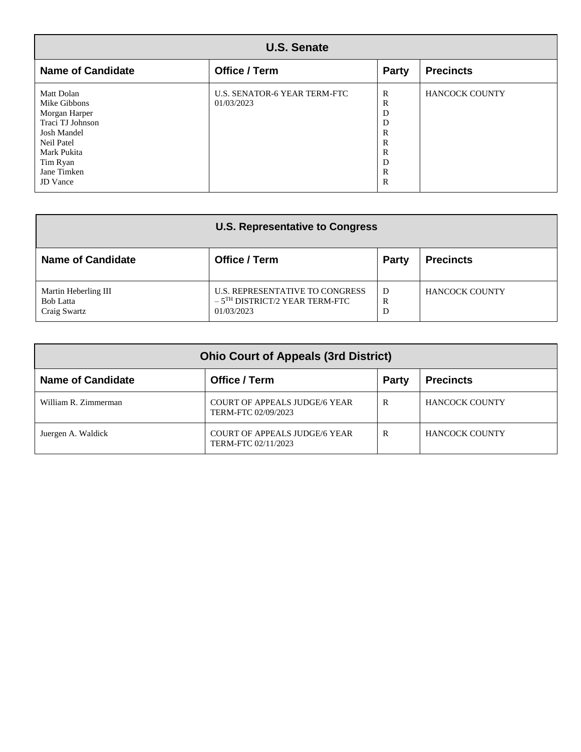| U.S. Senate | | | |
|---|---|---|---|
| **Name of Candidate** | **Office / Term** | **Party** | **Precincts** |
| Matt Dolan<br>Mike Gibbons<br>Morgan Harper<br>Traci TJ Johnson<br>Josh Mandel<br>Neil Patel<br>Mark Pukita<br>Tim Ryan<br>Jane Timken<br>JD Vance | U.S. SENATOR-6 YEAR TERM-FTC 01/03/2023 | R<br>R<br>D<br>D<br>R<br>R<br>R<br>D<br>R<br>R | HANCOCK COUNTY |

| U.S. Representative to Congress | | | |
|---|---|---|---|
| **Name of Candidate** | **Office / Term** | **Party** | **Precincts** |
| Martin Heberling III<br>Bob Latta<br>Craig Swartz | U.S. REPRESENTATIVE TO CONGRESS – 5TH DISTRICT/2 YEAR TERM-FTC 01/03/2023 | D<br>R<br>D | HANCOCK COUNTY |

| Ohio Court of Appeals (3rd District) | | | |
|---|---|---|---|
| **Name of Candidate** | **Office / Term** | **Party** | **Precincts** |
| William R. Zimmerman | COURT OF APPEALS JUDGE/6 YEAR TERM-FTC 02/09/2023 | R | HANCOCK COUNTY |
| Juergen A. Waldick | COURT OF APPEALS JUDGE/6 YEAR TERM-FTC 02/11/2023 | R | HANCOCK COUNTY |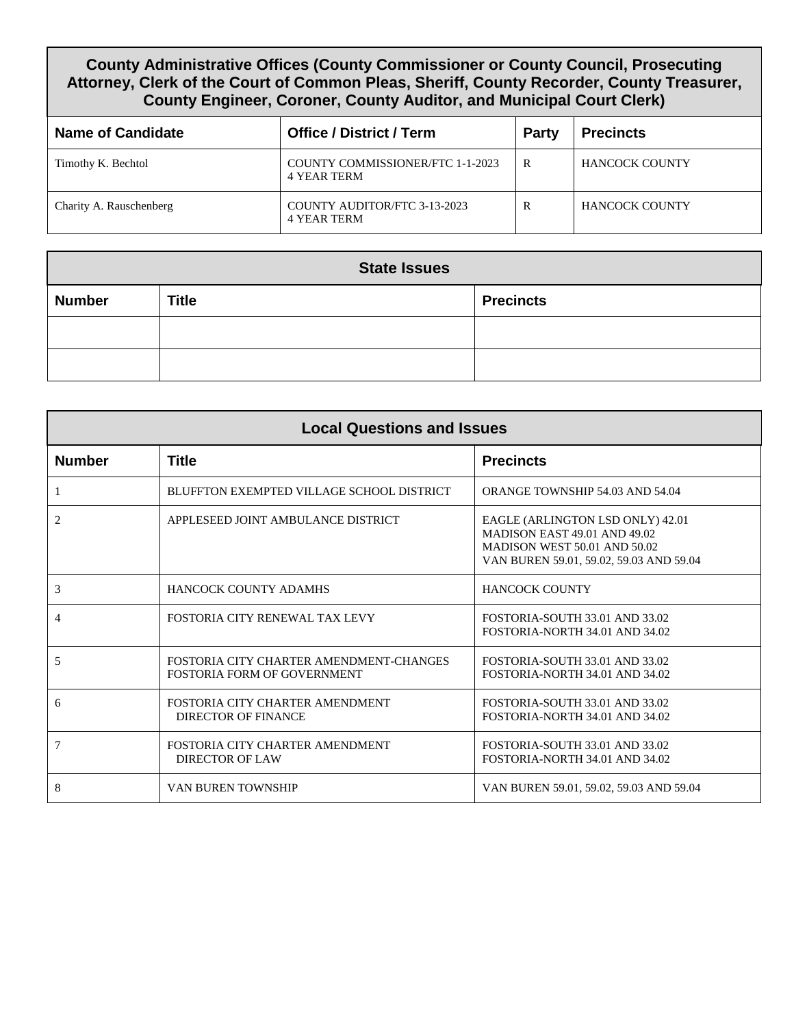## County Administrative Offices (County Commissioner or County Council, Prosecuting Attorney, Clerk of the Court of Common Pleas, Sheriff, County Recorder, County Treasurer, County Engineer, Coroner, County Auditor, and Municipal Court Clerk)

| Name of Candidate | Office / District / Term | Party | Precincts |
|---|---|---|---|
| Timothy K. Bechtol | COUNTY COMMISSIONER/FTC 1-1-2023 4 YEAR TERM | R | HANCOCK COUNTY |
| Charity A. Rauschenberg | COUNTY AUDITOR/FTC 3-13-2023 4 YEAR TERM | R | HANCOCK COUNTY |

## State Issues

| Number | Title | Precincts |
|---|---|---|
| | | |
| | | |

## Local Questions and Issues

| Number | Title | Precincts |
|---|---|---|
| 1 | BLUFFTON EXEMPTED VILLAGE SCHOOL DISTRICT | ORANGE TOWNSHIP 54.03 AND 54.04 |
| 2 | APPLESEED JOINT AMBULANCE DISTRICT | EAGLE (ARLINGTON LSD ONLY) 42.01<br>MADISON EAST 49.01 AND 49.02<br>MADISON WEST 50.01 AND 50.02<br>VAN BUREN 59.01, 59.02, 59.03 AND 59.04 |
| 3 | HANCOCK COUNTY ADAMHS | HANCOCK COUNTY |
| 4 | FOSTORIA CITY RENEWAL TAX LEVY | FOSTORIA-SOUTH 33.01 AND 33.02<br>FOSTORIA-NORTH 34.01 AND 34.02 |
| 5 | FOSTORIA CITY CHARTER AMENDMENT-CHANGES FOSTORIA FORM OF GOVERNMENT | FOSTORIA-SOUTH 33.01 AND 33.02<br>FOSTORIA-NORTH 34.01 AND 34.02 |
| 6 | FOSTORIA CITY CHARTER AMENDMENT DIRECTOR OF FINANCE | FOSTORIA-SOUTH 33.01 AND 33.02<br>FOSTORIA-NORTH 34.01 AND 34.02 |
| 7 | FOSTORIA CITY CHARTER AMENDMENT DIRECTOR OF LAW | FOSTORIA-SOUTH 33.01 AND 33.02<br>FOSTORIA-NORTH 34.01 AND 34.02 |
| 8 | VAN BUREN TOWNSHIP | VAN BUREN 59.01, 59.02, 59.03 AND 59.04 |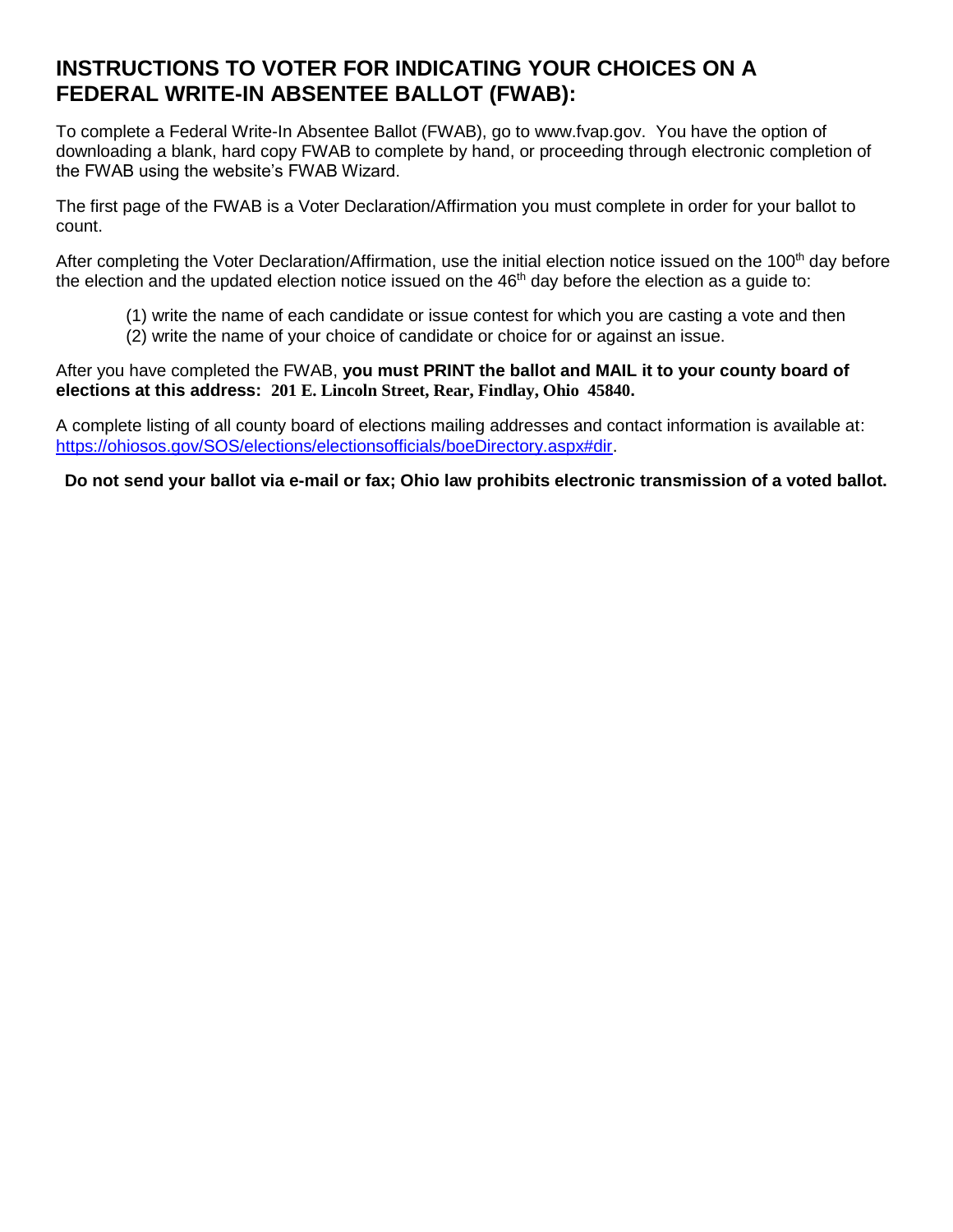# INSTRUCTIONS TO VOTER FOR INDICATING YOUR CHOICES ON A FEDERAL WRITE-IN ABSENTEE BALLOT (FWAB):

To complete a Federal Write-In Absentee Ballot (FWAB), go to www.fvap.gov. You have the option of downloading a blank, hard copy FWAB to complete by hand, or proceeding through electronic completion of the FWAB using the website's FWAB Wizard.

The first page of the FWAB is a Voter Declaration/Affirmation you must complete in order for your ballot to count.

After completing the Voter Declaration/Affirmation, use the initial election notice issued on the 100th day before the election and the updated election notice issued on the 46th day before the election as a guide to:

(1) write the name of each candidate or issue contest for which you are casting a vote and then
(2) write the name of your choice of candidate or choice for or against an issue.

After you have completed the FWAB, **you must PRINT the ballot and MAIL it to your county board of elections at this address: 201 E. Lincoln Street, Rear, Findlay, Ohio 45840.**

A complete listing of all county board of elections mailing addresses and contact information is available at: https://ohiosos.gov/SOS/elections/electionsofficials/boeDirectory.aspx#dir.

**Do not send your ballot via e-mail or fax; Ohio law prohibits electronic transmission of a voted ballot.**